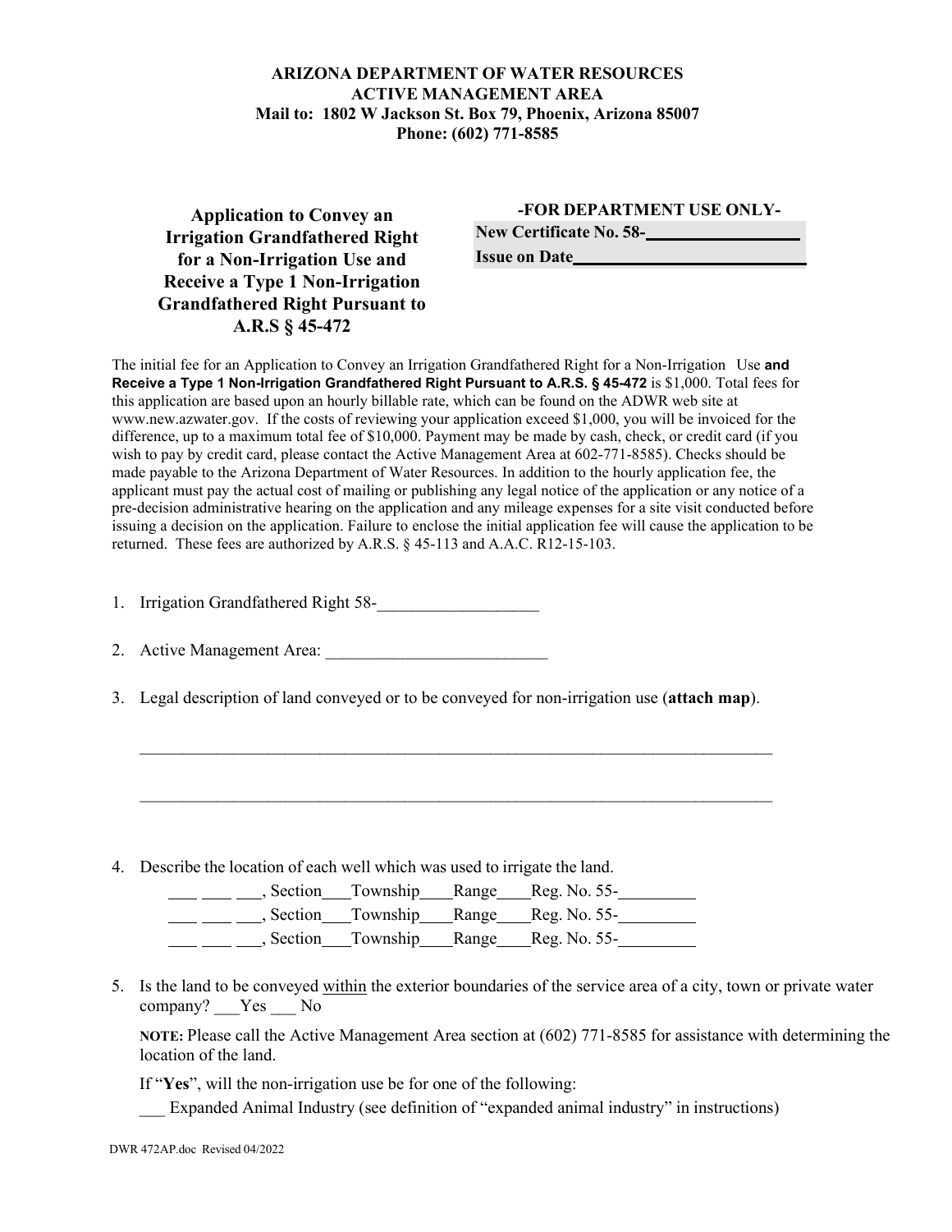**ARIZONA DEPARTMENT OF WATER RESOURCES**
**ACTIVE MANAGEMENT AREA**
**Mail to: 1802 W Jackson St. Box 79, Phoenix, Arizona 85007**
**Phone: (602) 771-8585**

## Application to Convey an Irrigation Grandfathered Right for a Non-Irrigation Use and Receive a Type 1 Non-Irrigation Grandfathered Right Pursuant to A.R.S § 45-472

| -FOR DEPARTMENT USE ONLY- |
|---|
| **New Certificate No. 58-**__________________ |
| **Issue on Date**__________________________ |

The initial fee for an Application to Convey an Irrigation Grandfathered Right for a Non-Irrigation Use **and Receive a Type 1 Non-Irrigation Grandfathered Right Pursuant to A.R.S. § 45-472** is $1,000. Total fees for this application are based upon an hourly billable rate, which can be found on the ADWR web site at www.new.azwater.gov. If the costs of reviewing your application exceed $1,000, you will be invoiced for the difference, up to a maximum total fee of $10,000. Payment may be made by cash, check, or credit card (if you wish to pay by credit card, please contact the Active Management Area at 602-771-8585). Checks should be made payable to the Arizona Department of Water Resources. In addition to the hourly application fee, the applicant must pay the actual cost of mailing or publishing any legal notice of the application or any notice of a pre-decision administrative hearing on the application and any mileage expenses for a site visit conducted before issuing a decision on the application. Failure to enclose the initial application fee will cause the application to be returned. These fees are authorized by A.R.S. § 45-113 and A.A.C. R12-15-103.

1. Irrigation Grandfathered Right 58-__________________

2. Active Management Area: _________________________

3. Legal description of land conveyed or to be conveyed for non-irrigation use (**attach map**).

   ____________________________________________________________________________

   ____________________________________________________________________________

4. Describe the location of each well which was used to irrigate the land.

   ___ ___ ___, Section___Township____Range____Reg. No. 55-_________
   ___ ___ ___, Section___Township____Range____Reg. No. 55-_________
   ___ ___ ___, Section___Township____Range____Reg. No. 55-_________

5. Is the land to be conveyed within the exterior boundaries of the service area of a city, town or private water company? ___Yes ___ No

   **NOTE:** Please call the Active Management Area section at (602) 771-8585 for assistance with determining the location of the land.

   If "**Yes**", will the non-irrigation use be for one of the following:

   ___ Expanded Animal Industry (see definition of "expanded animal industry" in instructions)

DWR 472AP.doc Revised 04/2022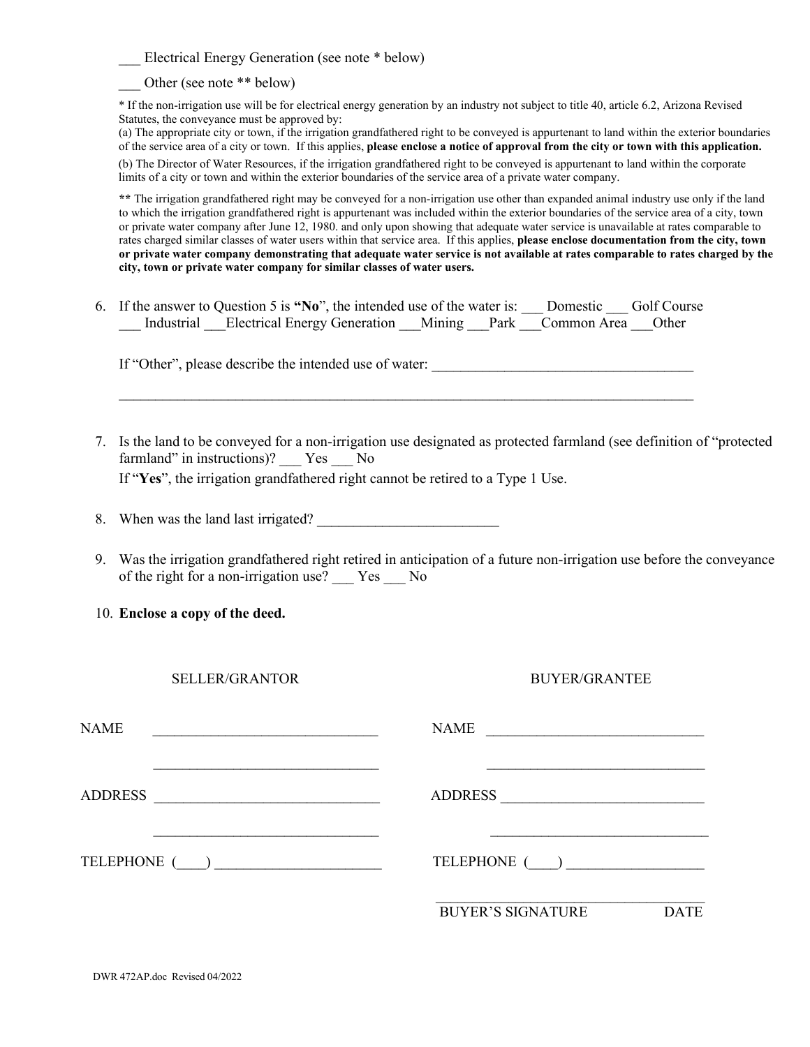___ Electrical Energy Generation (see note * below)

___ Other (see note ** below)

* If the non-irrigation use will be for electrical energy generation by an industry not subject to title 40, article 6.2, Arizona Revised Statutes, the conveyance must be approved by:

(a) The appropriate city or town, if the irrigation grandfathered right to be conveyed is appurtenant to land within the exterior boundaries of the service area of a city or town. If this applies, **please enclose a notice of approval from the city or town with this application.**

(b) The Director of Water Resources, if the irrigation grandfathered right to be conveyed is appurtenant to land within the corporate limits of a city or town and within the exterior boundaries of the service area of a private water company.

** The irrigation grandfathered right may be conveyed for a non-irrigation use other than expanded animal industry use only if the land to which the irrigation grandfathered right is appurtenant was included within the exterior boundaries of the service area of a city, town or private water company after June 12, 1980. and only upon showing that adequate water service is unavailable at rates comparable to rates charged similar classes of water users within that service area. If this applies, **please enclose documentation from the city, town or private water company demonstrating that adequate water service is not available at rates comparable to rates charged by the city, town or private water company for similar classes of water users.**

6. If the answer to Question 5 is **"No"**, the intended use of the water is: ___ Domestic ___ Golf Course ___ Industrial ___Electrical Energy Generation ___Mining ___Park ___Common Area ___Other

   If "Other", please describe the intended use of water: ____________________________________

   ____________________________________________________________________________________

7. Is the land to be conveyed for a non-irrigation use designated as protected farmland (see definition of "protected farmland" in instructions)? ___ Yes ___ No

   If "**Yes**", the irrigation grandfathered right cannot be retired to a Type 1 Use.

8. When was the land last irrigated? ________________________

9. Was the irrigation grandfathered right retired in anticipation of a future non-irrigation use before the conveyance of the right for a non-irrigation use? ___ Yes ___ No

10. **Enclose a copy of the deed.**

| SELLER/GRANTOR | BUYER/GRANTEE |
|---|---|
| NAME _______________________________ | NAME _____________________________ |
| _______________________________ | _____________________________ |
| ADDRESS _______________________________ | ADDRESS ___________________________ |
| _______________________________ | ______________________________ |
| TELEPHONE (____) ______________________ | TELEPHONE (____) __________________ |
| | ____________________________________ BUYER'S SIGNATURE DATE |

DWR 472AP.doc Revised 04/2022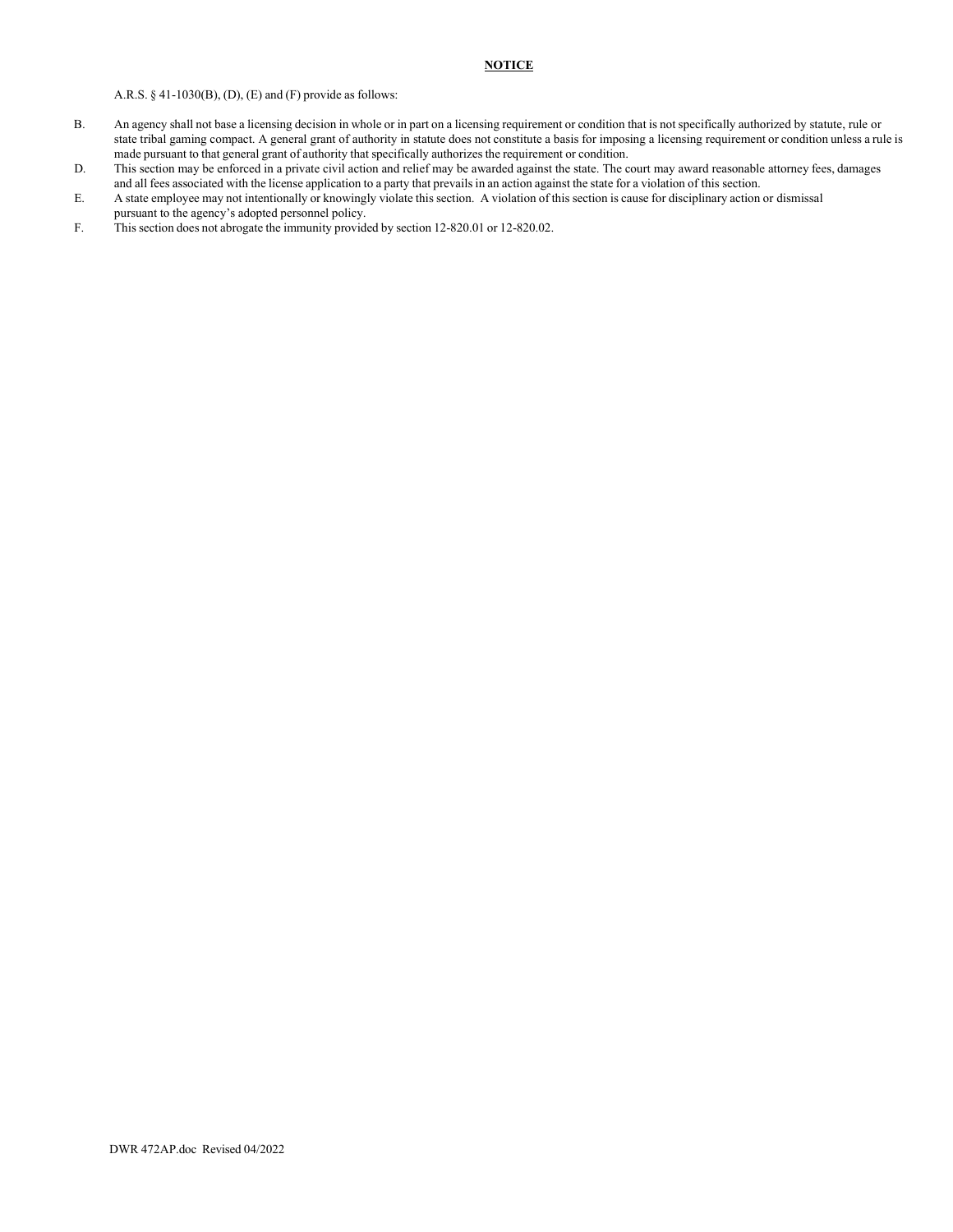**NOTICE**

A.R.S. § 41-1030(B), (D), (E) and (F) provide as follows:

B. An agency shall not base a licensing decision in whole or in part on a licensing requirement or condition that is not specifically authorized by statute, rule or state tribal gaming compact. A general grant of authority in statute does not constitute a basis for imposing a licensing requirement or condition unless a rule is made pursuant to that general grant of authority that specifically authorizes the requirement or condition.

D. This section may be enforced in a private civil action and relief may be awarded against the state. The court may award reasonable attorney fees, damages and all fees associated with the license application to a party that prevails in an action against the state for a violation of this section.

E. A state employee may not intentionally or knowingly violate this section. A violation of this section is cause for disciplinary action or dismissal pursuant to the agency's adopted personnel policy.

F. This section does not abrogate the immunity provided by section 12-820.01 or 12-820.02.

DWR 472AP.doc Revised 04/2022